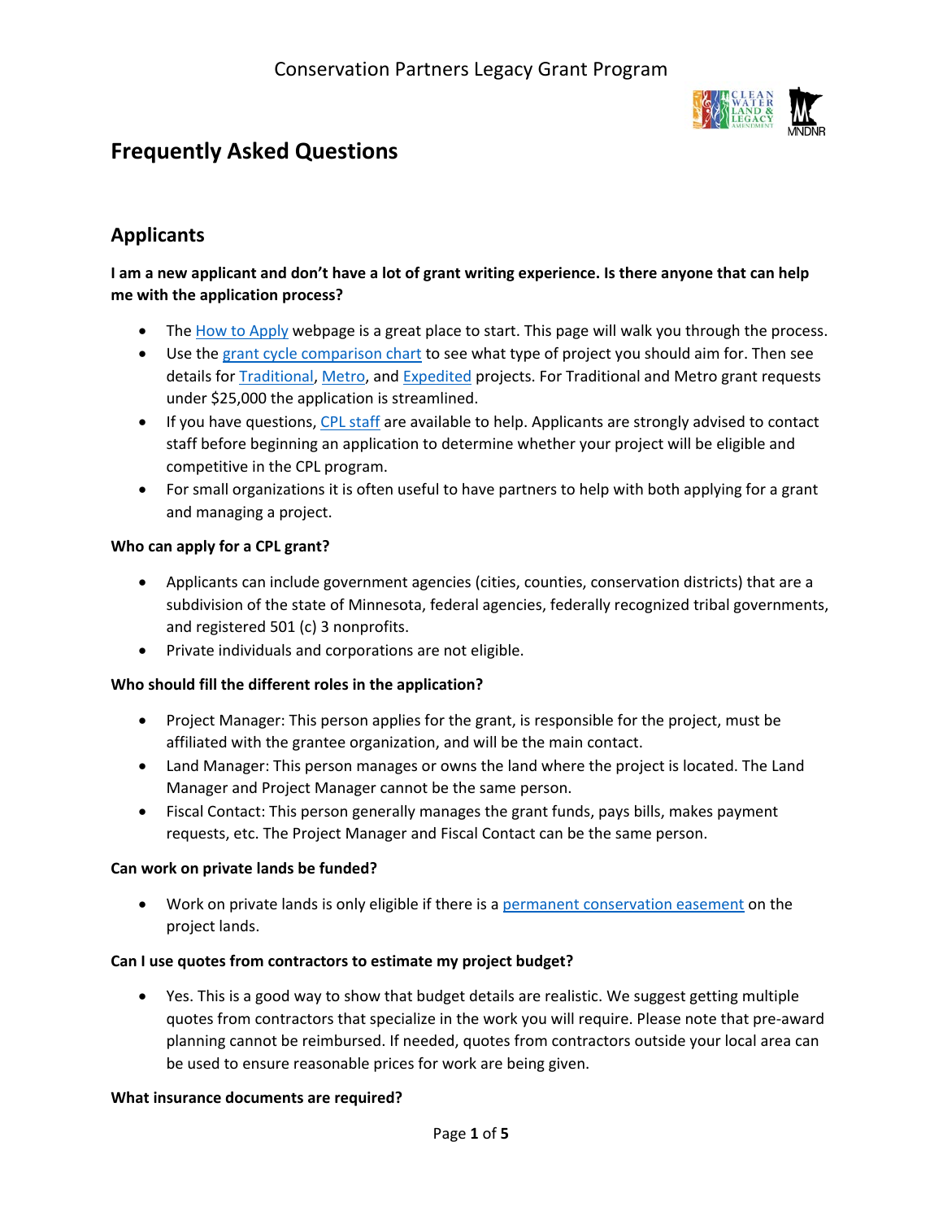# Frequently Asked Questions

## Applicants

**I am a new applicant and don't have a lot of grant writing experience. Is there anyone that can help me with the application process?**

- The How to Apply webpage is a great place to start. This page will walk you through the process.
- Use the grant cycle comparison chart to see what type of project you should aim for. Then see details for Traditional, Metro, and Expedited projects. For Traditional and Metro grant requests under $25,000 the application is streamlined.
- If you have questions, CPL staff are available to help. Applicants are strongly advised to contact staff before beginning an application to determine whether your project will be eligible and competitive in the CPL program.
- For small organizations it is often useful to have partners to help with both applying for a grant and managing a project.

**Who can apply for a CPL grant?**

- Applicants can include government agencies (cities, counties, conservation districts) that are a subdivision of the state of Minnesota, federal agencies, federally recognized tribal governments, and registered 501 (c) 3 nonprofits.
- Private individuals and corporations are not eligible.

**Who should fill the different roles in the application?**

- Project Manager: This person applies for the grant, is responsible for the project, must be affiliated with the grantee organization, and will be the main contact.
- Land Manager: This person manages or owns the land where the project is located. The Land Manager and Project Manager cannot be the same person.
- Fiscal Contact: This person generally manages the grant funds, pays bills, makes payment requests, etc. The Project Manager and Fiscal Contact can be the same person.

**Can work on private lands be funded?**

- Work on private lands is only eligible if there is a permanent conservation easement on the project lands.

**Can I use quotes from contractors to estimate my project budget?**

- Yes. This is a good way to show that budget details are realistic. We suggest getting multiple quotes from contractors that specialize in the work you will require. Please note that pre-award planning cannot be reimbursed. If needed, quotes from contractors outside your local area can be used to ensure reasonable prices for work are being given.

**What insurance documents are required?**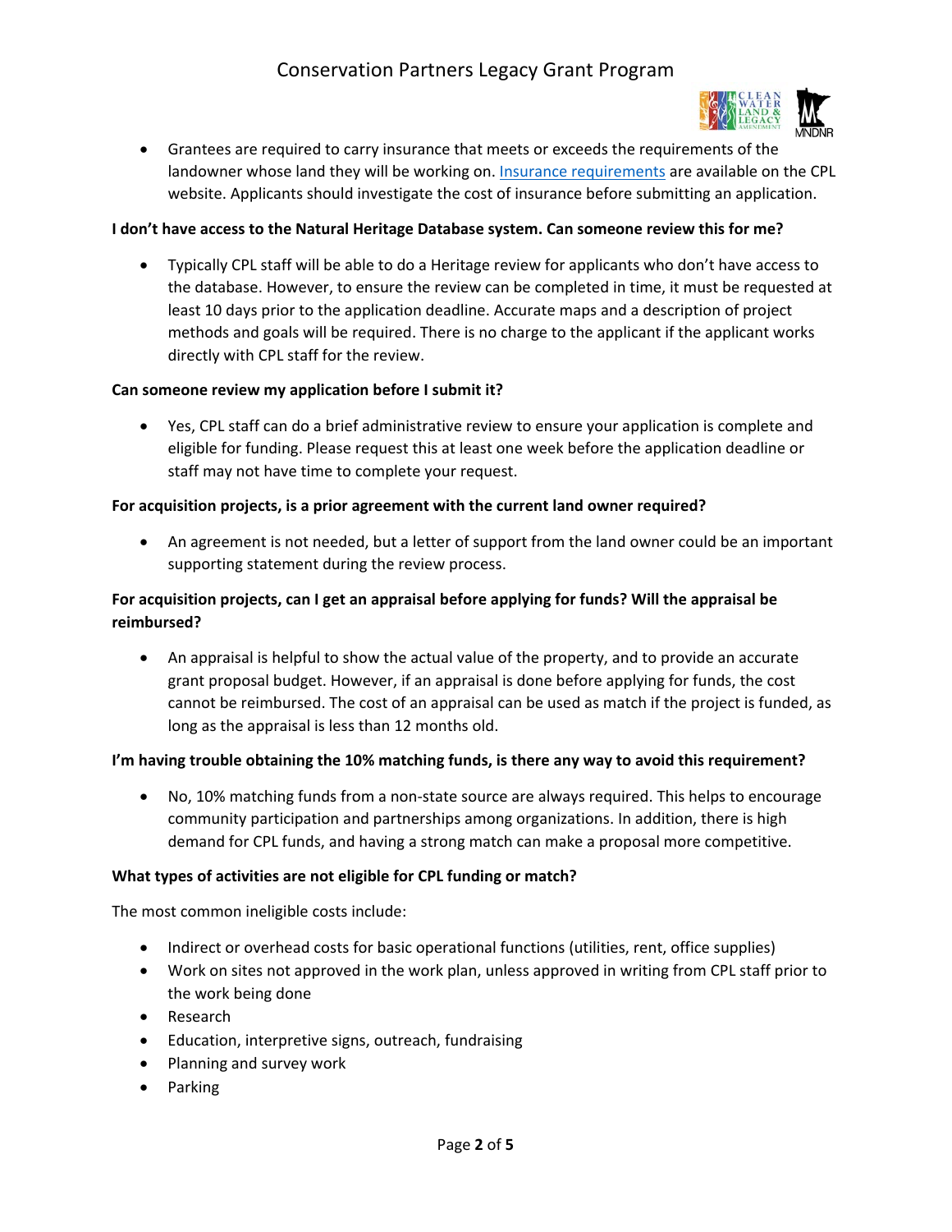- Grantees are required to carry insurance that meets or exceeds the requirements of the landowner whose land they will be working on. [Insurance requirements]() are available on the CPL website. Applicants should investigate the cost of insurance before submitting an application.

**I don't have access to the Natural Heritage Database system. Can someone review this for me?**

- Typically CPL staff will be able to do a Heritage review for applicants who don't have access to the database. However, to ensure the review can be completed in time, it must be requested at least 10 days prior to the application deadline. Accurate maps and a description of project methods and goals will be required. There is no charge to the applicant if the applicant works directly with CPL staff for the review.

**Can someone review my application before I submit it?**

- Yes, CPL staff can do a brief administrative review to ensure your application is complete and eligible for funding. Please request this at least one week before the application deadline or staff may not have time to complete your request.

**For acquisition projects, is a prior agreement with the current land owner required?**

- An agreement is not needed, but a letter of support from the land owner could be an important supporting statement during the review process.

**For acquisition projects, can I get an appraisal before applying for funds? Will the appraisal be reimbursed?**

- An appraisal is helpful to show the actual value of the property, and to provide an accurate grant proposal budget. However, if an appraisal is done before applying for funds, the cost cannot be reimbursed. The cost of an appraisal can be used as match if the project is funded, as long as the appraisal is less than 12 months old.

**I'm having trouble obtaining the 10% matching funds, is there any way to avoid this requirement?**

- No, 10% matching funds from a non-state source are always required. This helps to encourage community participation and partnerships among organizations. In addition, there is high demand for CPL funds, and having a strong match can make a proposal more competitive.

**What types of activities are not eligible for CPL funding or match?**

The most common ineligible costs include:

- Indirect or overhead costs for basic operational functions (utilities, rent, office supplies)
- Work on sites not approved in the work plan, unless approved in writing from CPL staff prior to the work being done
- Research
- Education, interpretive signs, outreach, fundraising
- Planning and survey work
- Parking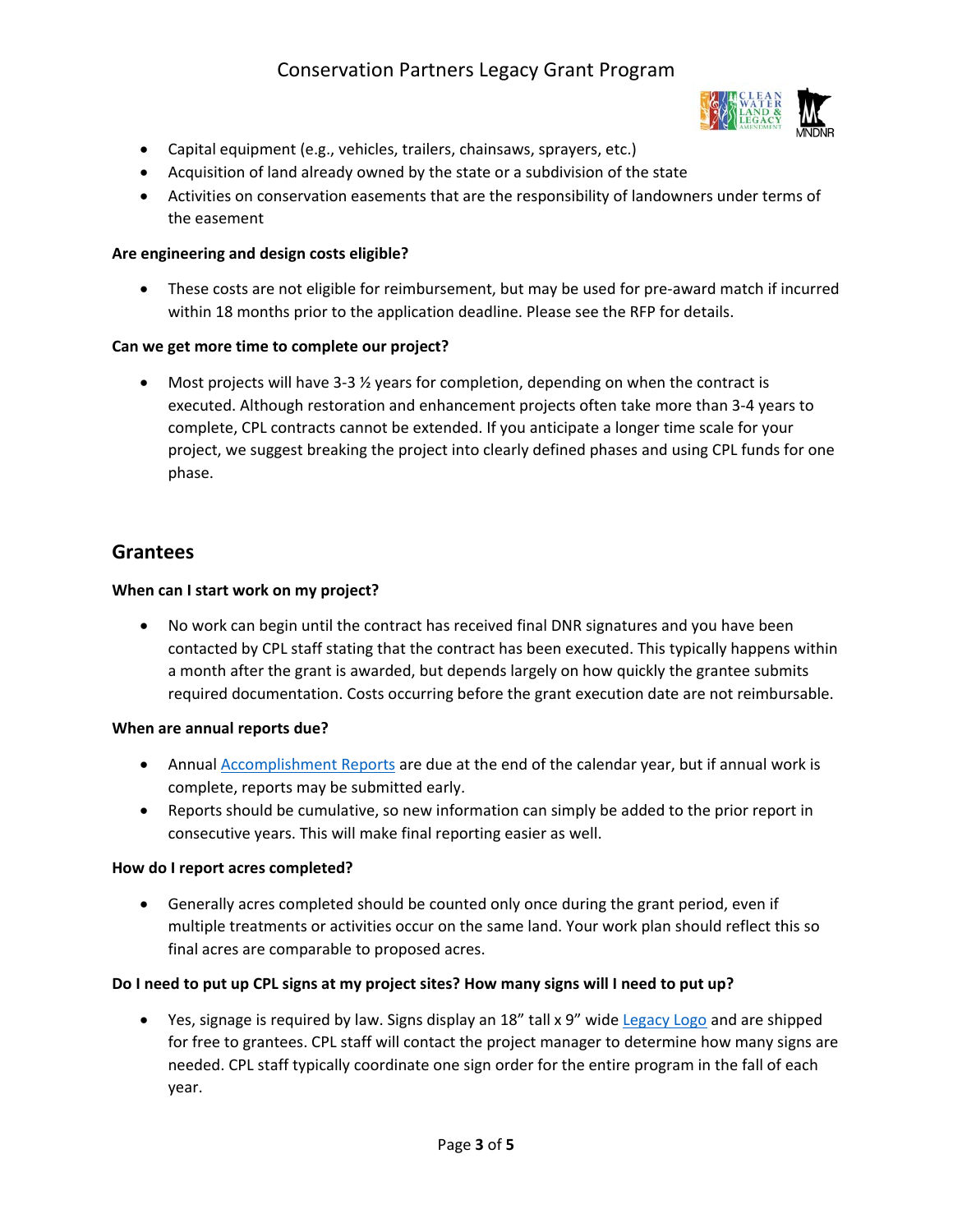- Capital equipment (e.g., vehicles, trailers, chainsaws, sprayers, etc.)
- Acquisition of land already owned by the state or a subdivision of the state
- Activities on conservation easements that are the responsibility of landowners under terms of the easement

**Are engineering and design costs eligible?**

- These costs are not eligible for reimbursement, but may be used for pre-award match if incurred within 18 months prior to the application deadline. Please see the RFP for details.

**Can we get more time to complete our project?**

- Most projects will have 3-3 ½ years for completion, depending on when the contract is executed. Although restoration and enhancement projects often take more than 3-4 years to complete, CPL contracts cannot be extended. If you anticipate a longer time scale for your project, we suggest breaking the project into clearly defined phases and using CPL funds for one phase.

## Grantees

**When can I start work on my project?**

- No work can begin until the contract has received final DNR signatures and you have been contacted by CPL staff stating that the contract has been executed. This typically happens within a month after the grant is awarded, but depends largely on how quickly the grantee submits required documentation. Costs occurring before the grant execution date are not reimbursable.

**When are annual reports due?**

- Annual Accomplishment Reports are due at the end of the calendar year, but if annual work is complete, reports may be submitted early.
- Reports should be cumulative, so new information can simply be added to the prior report in consecutive years. This will make final reporting easier as well.

**How do I report acres completed?**

- Generally acres completed should be counted only once during the grant period, even if multiple treatments or activities occur on the same land. Your work plan should reflect this so final acres are comparable to proposed acres.

**Do I need to put up CPL signs at my project sites? How many signs will I need to put up?**

- Yes, signage is required by law. Signs display an 18" tall x 9" wide Legacy Logo and are shipped for free to grantees. CPL staff will contact the project manager to determine how many signs are needed. CPL staff typically coordinate one sign order for the entire program in the fall of each year.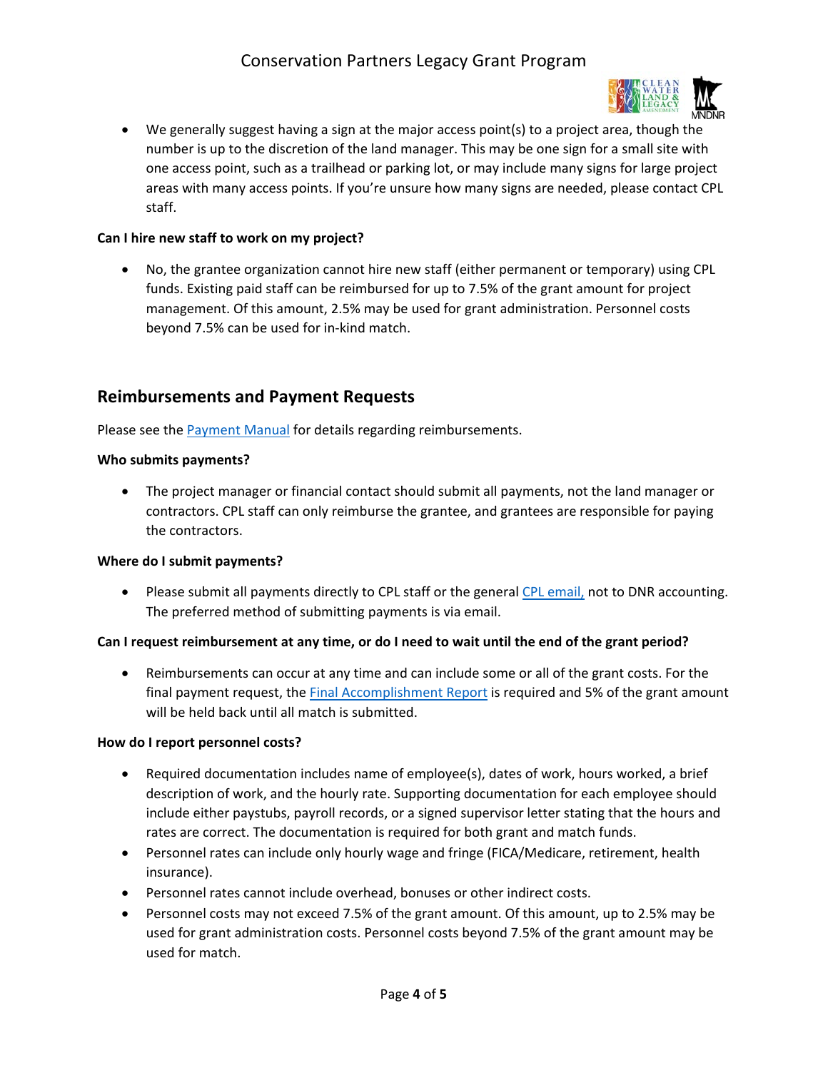- We generally suggest having a sign at the major access point(s) to a project area, though the number is up to the discretion of the land manager. This may be one sign for a small site with one access point, such as a trailhead or parking lot, or may include many signs for large project areas with many access points. If you're unsure how many signs are needed, please contact CPL staff.

**Can I hire new staff to work on my project?**

- No, the grantee organization cannot hire new staff (either permanent or temporary) using CPL funds. Existing paid staff can be reimbursed for up to 7.5% of the grant amount for project management. Of this amount, 2.5% may be used for grant administration. Personnel costs beyond 7.5% can be used for in-kind match.

## Reimbursements and Payment Requests

Please see the Payment Manual for details regarding reimbursements.

**Who submits payments?**

- The project manager or financial contact should submit all payments, not the land manager or contractors. CPL staff can only reimburse the grantee, and grantees are responsible for paying the contractors.

**Where do I submit payments?**

- Please submit all payments directly to CPL staff or the general CPL email, not to DNR accounting. The preferred method of submitting payments is via email.

**Can I request reimbursement at any time, or do I need to wait until the end of the grant period?**

- Reimbursements can occur at any time and can include some or all of the grant costs. For the final payment request, the Final Accomplishment Report is required and 5% of the grant amount will be held back until all match is submitted.

**How do I report personnel costs?**

- Required documentation includes name of employee(s), dates of work, hours worked, a brief description of work, and the hourly rate. Supporting documentation for each employee should include either paystubs, payroll records, or a signed supervisor letter stating that the hours and rates are correct. The documentation is required for both grant and match funds.
- Personnel rates can include only hourly wage and fringe (FICA/Medicare, retirement, health insurance).
- Personnel rates cannot include overhead, bonuses or other indirect costs.
- Personnel costs may not exceed 7.5% of the grant amount. Of this amount, up to 2.5% may be used for grant administration costs. Personnel costs beyond 7.5% of the grant amount may be used for match.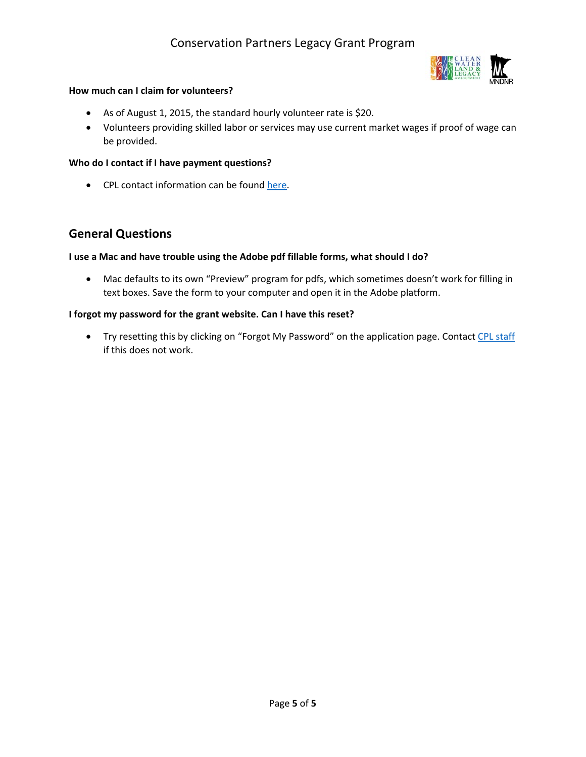**How much can I claim for volunteers?**

- As of August 1, 2015, the standard hourly volunteer rate is $20.
- Volunteers providing skilled labor or services may use current market wages if proof of wage can be provided.

**Who do I contact if I have payment questions?**

- CPL contact information can be found here.

## General Questions

**I use a Mac and have trouble using the Adobe pdf fillable forms, what should I do?**

- Mac defaults to its own "Preview" program for pdfs, which sometimes doesn't work for filling in text boxes. Save the form to your computer and open it in the Adobe platform.

**I forgot my password for the grant website. Can I have this reset?**

- Try resetting this by clicking on "Forgot My Password" on the application page. Contact CPL staff if this does not work.